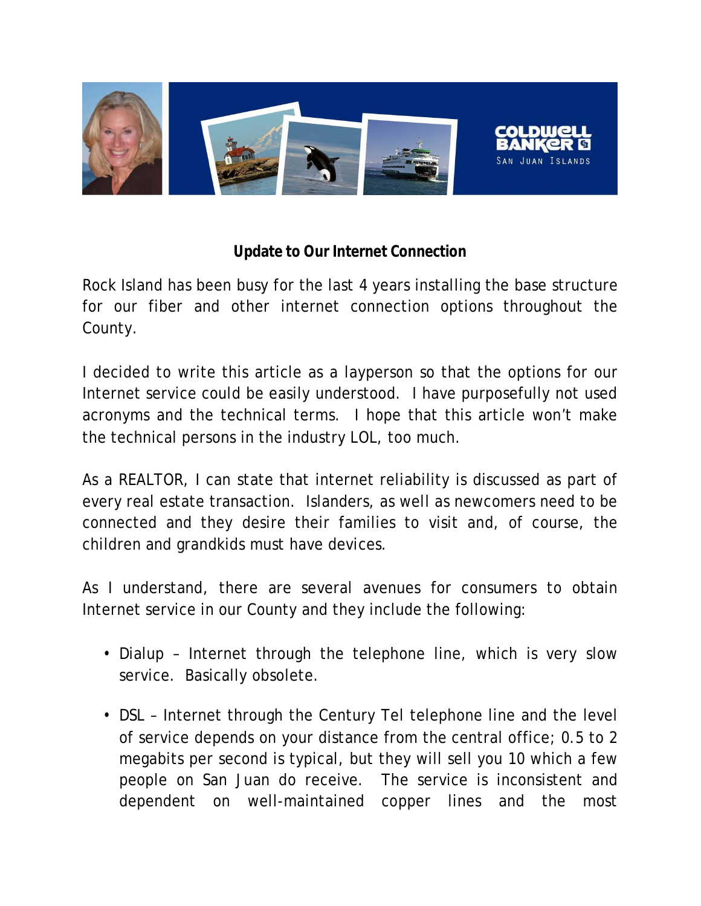## Update to Our Internet Connection

Rock Island has been busy for the last 4 years installing the base structure for our fiber and other internet connection options throughout the County.

I decided to write this article as a layperson so that the options for our Internet service could be easily understood. I have purposefully not used acronyms and the technical terms. I hope that this article won't make the technical persons in the industry LOL, too much.

As a REALTOR, I can state that internet reliability is discussed as part of every real estate transaction. Islanders, as well as newcomers need to be connected and they desire their families to visit and, of course, the children and grandkids must have devices.

As I understand, there are several avenues for consumers to obtain Internet service in our County and they include the following:

- Dialup – Internet through the telephone line, which is very slow service. Basically obsolete.

- DSL – Internet through the Century Tel telephone line and the level of service depends on your distance from the central office; 0.5 to 2 megabits per second is typical, but they will sell you 10 which a few people on San Juan do receive. The service is inconsistent and dependent on well-maintained copper lines and the most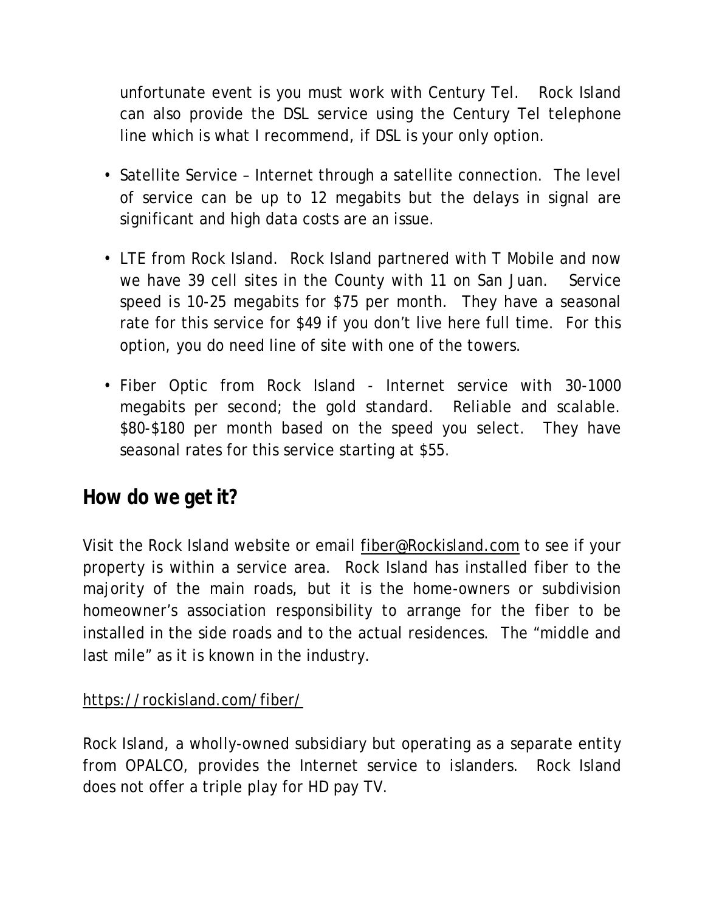unfortunate event is you must work with Century Tel. Rock Island can also provide the DSL service using the Century Tel telephone line which is what I recommend, if DSL is your only option.

- Satellite Service – Internet through a satellite connection. The level of service can be up to 12 megabits but the delays in signal are significant and high data costs are an issue.
- LTE from Rock Island. Rock Island partnered with T Mobile and now we have 39 cell sites in the County with 11 on San Juan. Service speed is 10-25 megabits for $75 per month. They have a seasonal rate for this service for $49 if you don't live here full time. For this option, you do need line of site with one of the towers.
- Fiber Optic from Rock Island - Internet service with 30-1000 megabits per second; the gold standard. Reliable and scalable. $80-$180 per month based on the speed you select. They have seasonal rates for this service starting at $55.

## How do we get it?

Visit the Rock Island website or email fiber@Rockisland.com to see if your property is within a service area. Rock Island has installed fiber to the majority of the main roads, but it is the home-owners or subdivision homeowner's association responsibility to arrange for the fiber to be installed in the side roads and to the actual residences. The "middle and last mile" as it is known in the industry.

https://rockisland.com/fiber/

Rock Island, a wholly-owned subsidiary but operating as a separate entity from OPALCO, provides the Internet service to islanders. Rock Island does not offer a triple play for HD pay TV.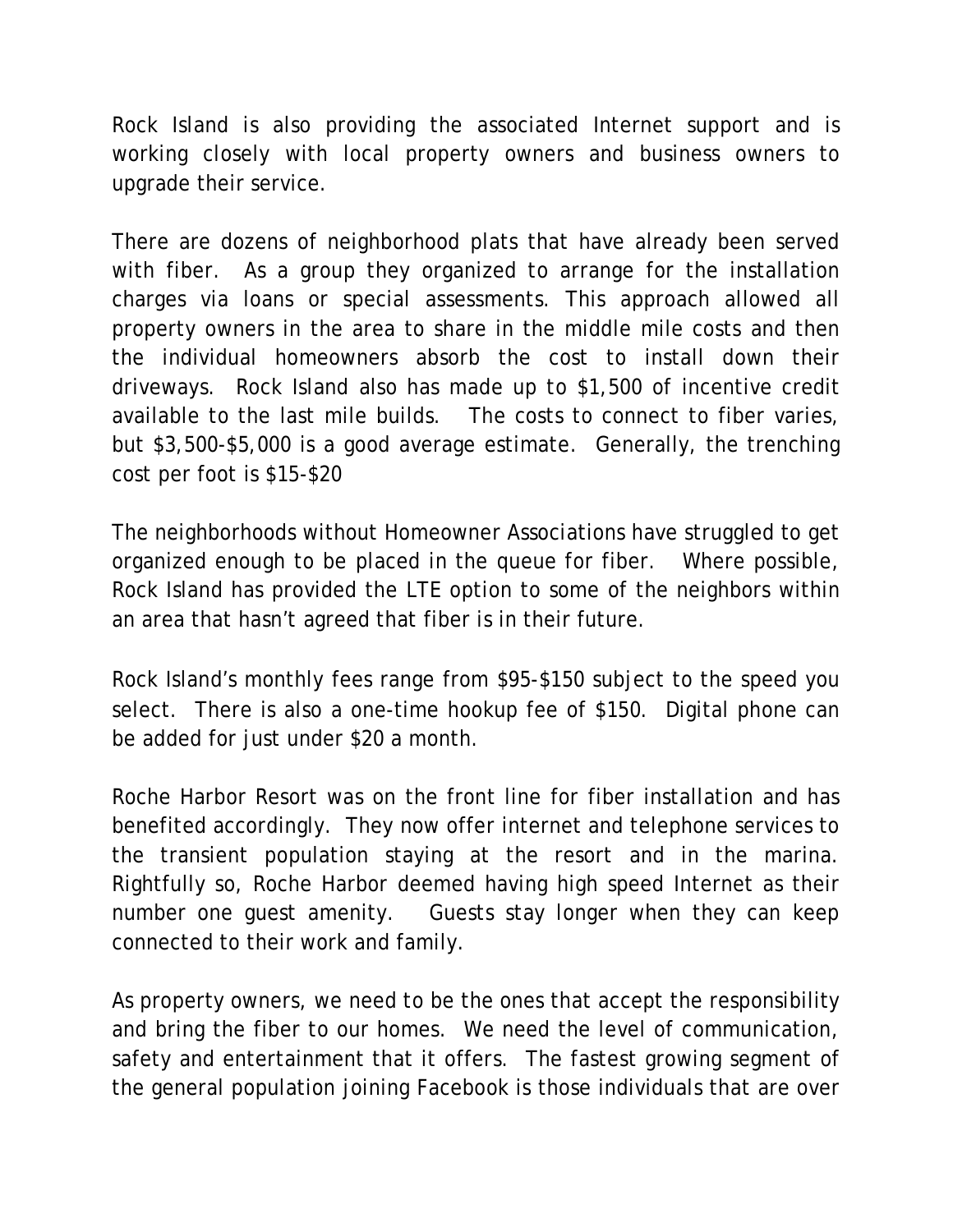Rock Island is also providing the associated Internet support and is working closely with local property owners and business owners to upgrade their service.

There are dozens of neighborhood plats that have already been served with fiber. As a group they organized to arrange for the installation charges via loans or special assessments. This approach allowed all property owners in the area to share in the middle mile costs and then the individual homeowners absorb the cost to install down their driveways. Rock Island also has made up to $1,500 of incentive credit available to the last mile builds. The costs to connect to fiber varies, but $3,500-$5,000 is a good average estimate. Generally, the trenching cost per foot is $15-$20

The neighborhoods without Homeowner Associations have struggled to get organized enough to be placed in the queue for fiber. Where possible, Rock Island has provided the LTE option to some of the neighbors within an area that hasn't agreed that fiber is in their future.

Rock Island's monthly fees range from $95-$150 subject to the speed you select. There is also a one-time hookup fee of $150. Digital phone can be added for just under $20 a month.

Roche Harbor Resort was on the front line for fiber installation and has benefited accordingly. They now offer internet and telephone services to the transient population staying at the resort and in the marina. Rightfully so, Roche Harbor deemed having high speed Internet as their number one guest amenity. Guests stay longer when they can keep connected to their work and family.

As property owners, we need to be the ones that accept the responsibility and bring the fiber to our homes. We need the level of communication, safety and entertainment that it offers. The fastest growing segment of the general population joining Facebook is those individuals that are over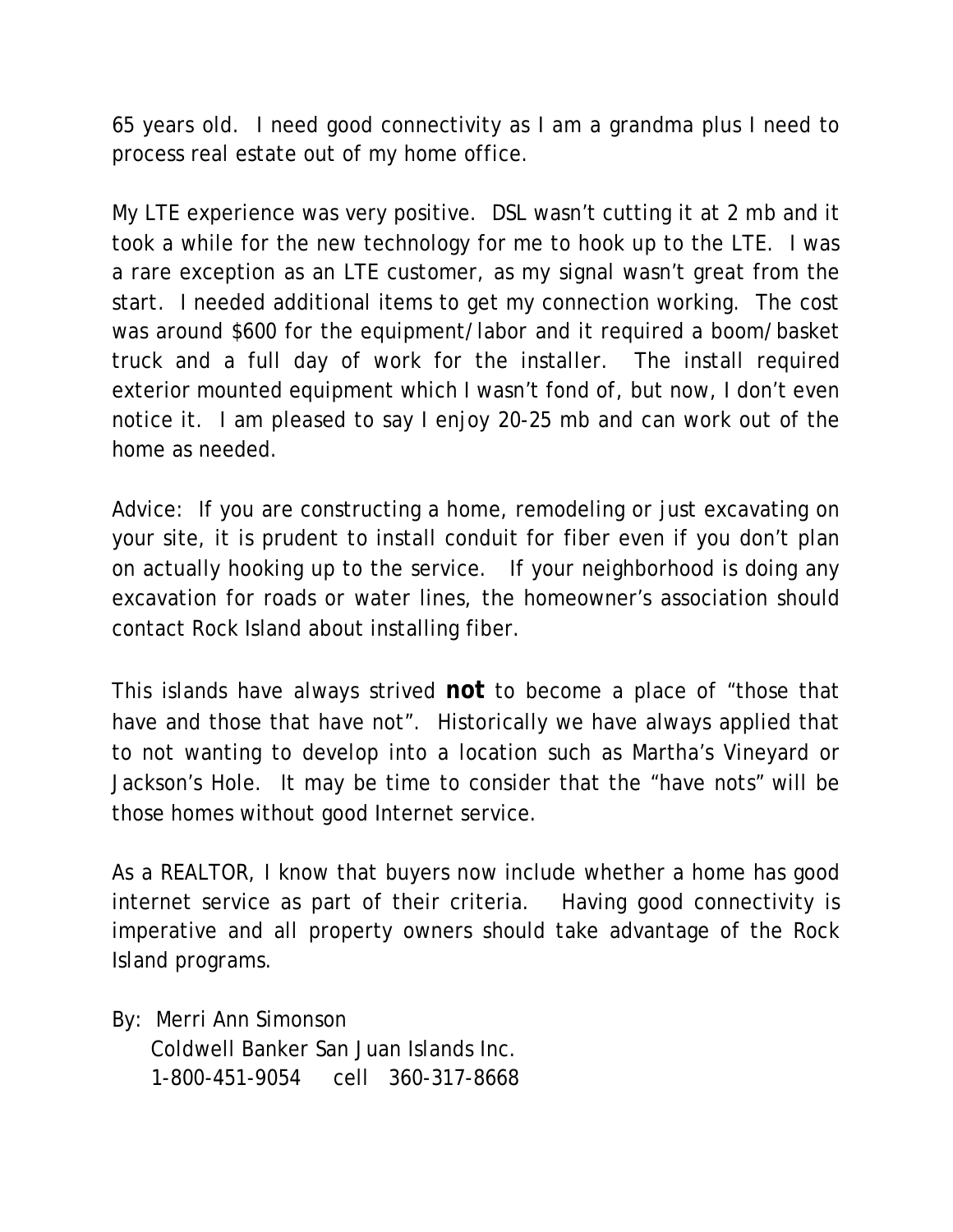65 years old. I need good connectivity as I am a grandma plus I need to process real estate out of my home office.

My LTE experience was very positive. DSL wasn't cutting it at 2 mb and it took a while for the new technology for me to hook up to the LTE. I was a rare exception as an LTE customer, as my signal wasn't great from the start. I needed additional items to get my connection working. The cost was around $600 for the equipment/labor and it required a boom/basket truck and a full day of work for the installer. The install required exterior mounted equipment which I wasn't fond of, but now, I don't even notice it. I am pleased to say I enjoy 20-25 mb and can work out of the home as needed.

Advice: If you are constructing a home, remodeling or just excavating on your site, it is prudent to install conduit for fiber even if you don't plan on actually hooking up to the service. If your neighborhood is doing any excavation for roads or water lines, the homeowner's association should contact Rock Island about installing fiber.

This islands have always strived **not** to become a place of "those that have and those that have not". Historically we have always applied that to not wanting to develop into a location such as Martha's Vineyard or Jackson's Hole. It may be time to consider that the "have nots" will be those homes without good Internet service.

As a REALTOR, I know that buyers now include whether a home has good internet service as part of their criteria. Having good connectivity is imperative and all property owners should take advantage of the Rock Island programs.

By: Merri Ann Simonson
Coldwell Banker San Juan Islands Inc.
1-800-451-9054 cell 360-317-8668